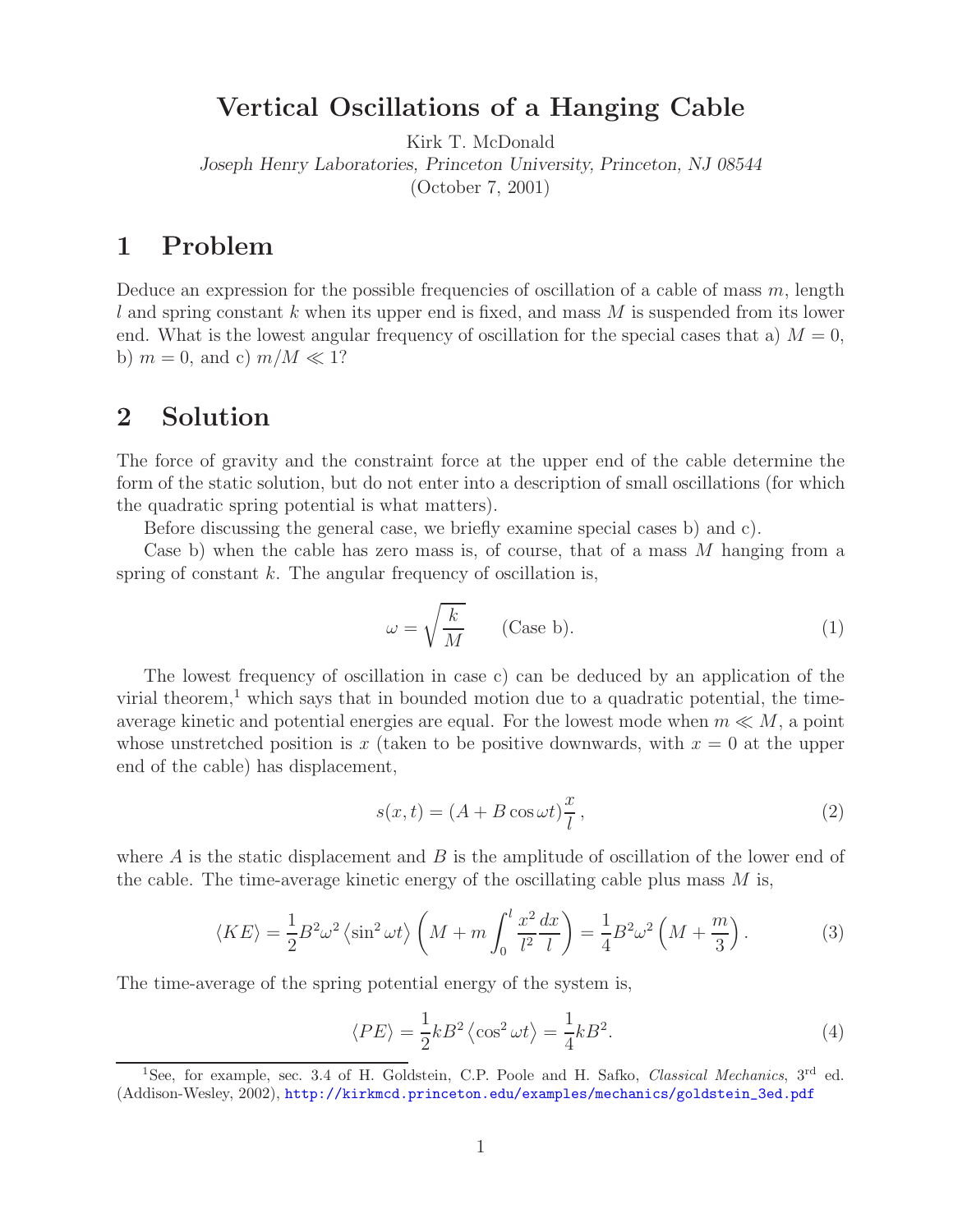# Vertical Oscillations of a Hanging Cable

Kirk T. McDonald

*Joseph Henry Laboratories, Princeton University, Princeton, NJ 08544*

(October 7, 2001)

## 1 Problem

Deduce an expression for the possible frequencies of oscillation of a cable of mass $m$, length $l$ and spring constant $k$ when its upper end is fixed, and mass $M$ is suspended from its lower end. What is the lowest angular frequency of oscillation for the special cases that a) $M = 0$, b) $m = 0$, and c) $m/M \ll 1$?

## 2 Solution

The force of gravity and the constraint force at the upper end of the cable determine the form of the static solution, but do not enter into a description of small oscillations (for which the quadratic spring potential is what matters).

Before discussing the general case, we briefly examine special cases b) and c).

Case b) when the cable has zero mass is, of course, that of a mass $M$ hanging from a spring of constant $k$. The angular frequency of oscillation is,

$$\omega = \sqrt{\frac{k}{M}} \qquad \text{(Case b)}. \tag{1}$$

The lowest frequency of oscillation in case c) can be deduced by an application of the virial theorem,[1] which says that in bounded motion due to a quadratic potential, the time-average kinetic and potential energies are equal. For the lowest mode when $m \ll M$, a point whose unstretched position is $x$ (taken to be positive downwards, with $x = 0$ at the upper end of the cable) has displacement,

$$s(x,t) = (A + B\cos\omega t)\frac{x}{l}, \tag{2}$$

where $A$ is the static displacement and $B$ is the amplitude of oscillation of the lower end of the cable. The time-average kinetic energy of the oscillating cable plus mass $M$ is,

$$\langle KE \rangle = \frac{1}{2}B^2\omega^2 \left\langle \sin^2 \omega t \right\rangle \left( M + m\int_0^l \frac{x^2}{l^2}\frac{dx}{l} \right) = \frac{1}{4}B^2\omega^2 \left( M + \frac{m}{3} \right). \tag{3}$$

The time-average of the spring potential energy of the system is,

$$\langle PE \rangle = \frac{1}{2}kB^2 \left\langle \cos^2 \omega t \right\rangle = \frac{1}{4}kB^2. \tag{4}$$

[1] See, for example, sec. 3.4 of H. Goldstein, C.P. Poole and H. Safko, *Classical Mechanics*, 3rd ed. (Addison-Wesley, 2002), http://kirkmcd.princeton.edu/examples/mechanics/goldstein_3ed.pdf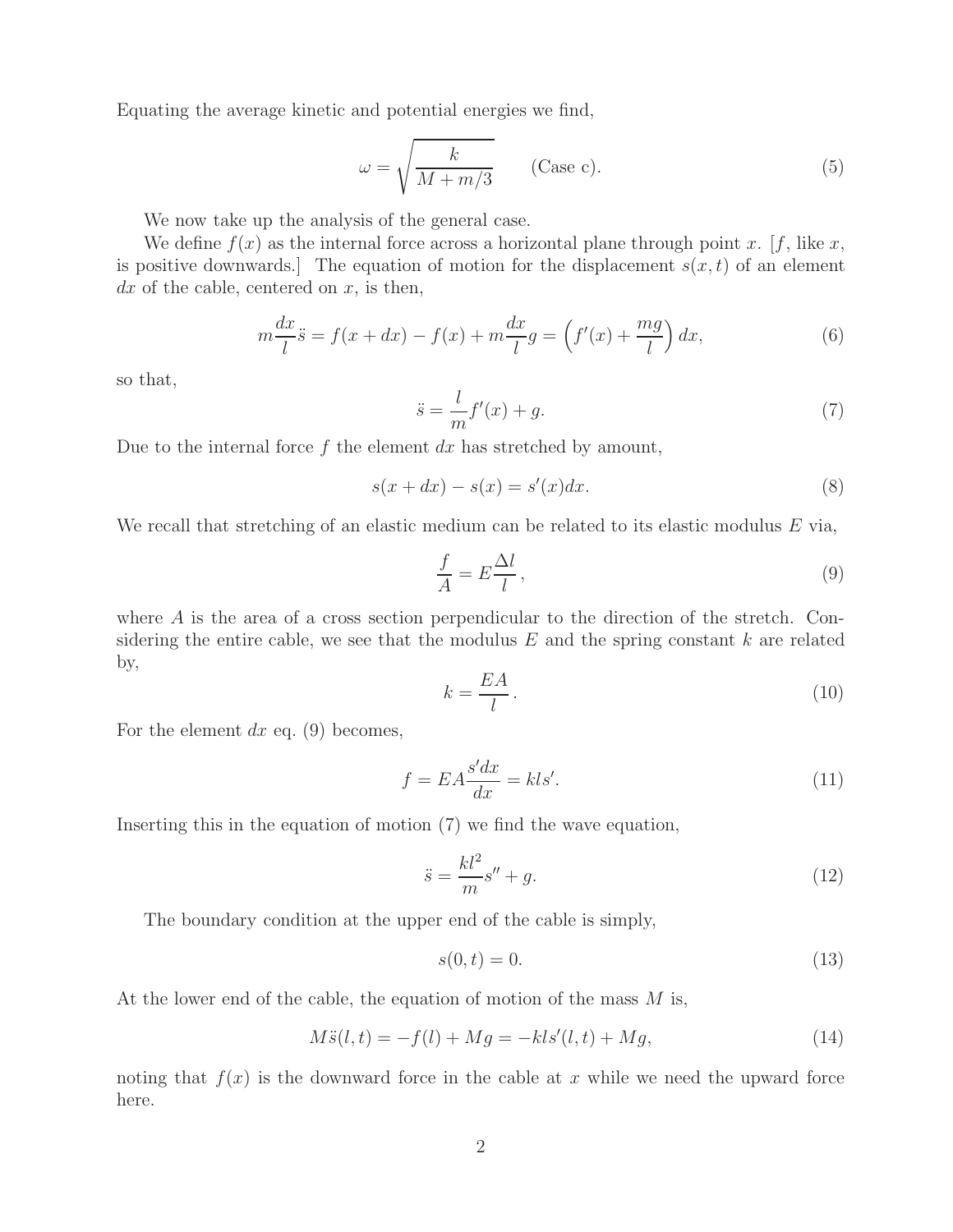Equating the average kinetic and potential energies we find,

$$\omega = \sqrt{\frac{k}{M + m/3}} \qquad \text{(Case c)}. \tag{5}$$

We now take up the analysis of the general case.

We define $f(x)$ as the internal force across a horizontal plane through point $x$. [$f$, like $x$, is positive downwards.] The equation of motion for the displacement $s(x,t)$ of an element $dx$ of the cable, centered on $x$, is then,

$$m\frac{dx}{l}\ddot{s} = f(x + dx) - f(x) + m\frac{dx}{l}g = \left(f'(x) + \frac{mg}{l}\right)dx, \tag{6}$$

so that,

$$\ddot{s} = \frac{l}{m}f'(x) + g. \tag{7}$$

Due to the internal force $f$ the element $dx$ has stretched by amount,

$$s(x + dx) - s(x) = s'(x)dx. \tag{8}$$

We recall that stretching of an elastic medium can be related to its elastic modulus $E$ via,

$$\frac{f}{A} = E\frac{\Delta l}{l}, \tag{9}$$

where $A$ is the area of a cross section perpendicular to the direction of the stretch. Considering the entire cable, we see that the modulus $E$ and the spring constant $k$ are related by,

$$k = \frac{EA}{l}. \tag{10}$$

For the element $dx$ eq. (9) becomes,

$$f = EA\frac{s'dx}{dx} = kls'. \tag{11}$$

Inserting this in the equation of motion (7) we find the wave equation,

$$\ddot{s} = \frac{kl^2}{m}s'' + g. \tag{12}$$

The boundary condition at the upper end of the cable is simply,

$$s(0,t) = 0. \tag{13}$$

At the lower end of the cable, the equation of motion of the mass $M$ is,

$$M\ddot{s}(l,t) = -f(l) + Mg = -kls'(l,t) + Mg, \tag{14}$$

noting that $f(x)$ is the downward force in the cable at $x$ while we need the upward force here.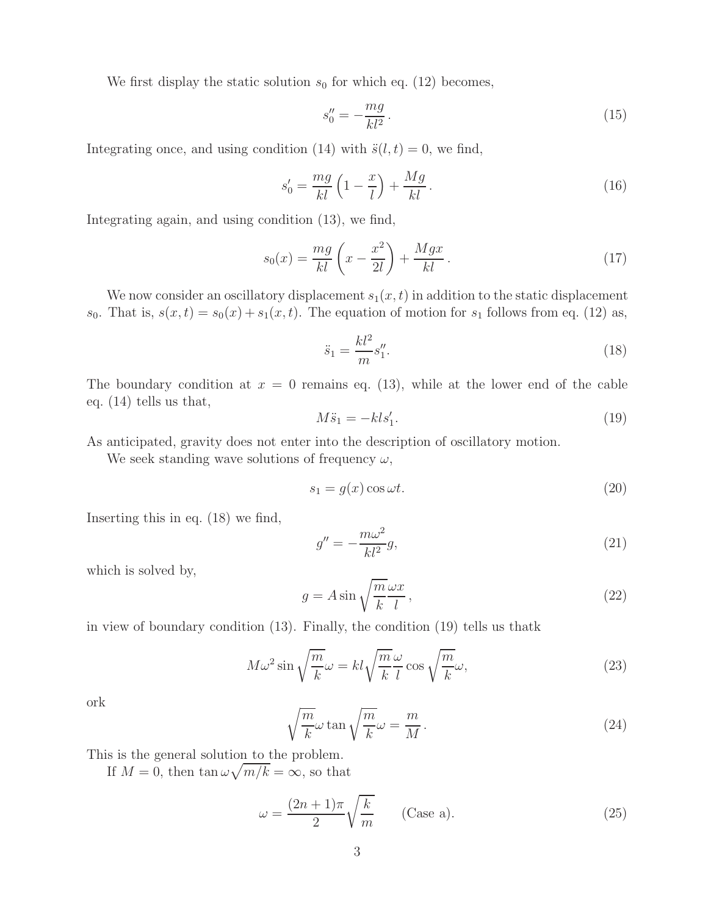We first display the static solution $s_0$ for which eq. (12) becomes,

$$s_0'' = -\frac{mg}{kl^2} \,. \tag{15}$$

Integrating once, and using condition (14) with $\ddot{s}(l,t) = 0$, we find,

$$s_0' = \frac{mg}{kl}\left(1 - \frac{x}{l}\right) + \frac{Mg}{kl} \,. \tag{16}$$

Integrating again, and using condition (13), we find,

$$s_0(x) = \frac{mg}{kl}\left(x - \frac{x^2}{2l}\right) + \frac{Mgx}{kl} \,. \tag{17}$$

We now consider an oscillatory displacement $s_1(x,t)$ in addition to the static displacement $s_0$. That is, $s(x,t) = s_0(x) + s_1(x,t)$. The equation of motion for $s_1$ follows from eq. (12) as,

$$\ddot{s}_1 = \frac{kl^2}{m} s_1''. \tag{18}$$

The boundary condition at $x = 0$ remains eq. (13), while at the lower end of the cable eq. (14) tells us that,

$$M\ddot{s}_1 = -kls_1'. \tag{19}$$

As anticipated, gravity does not enter into the description of oscillatory motion.

We seek standing wave solutions of frequency $\omega$,

$$s_1 = g(x)\cos\omega t. \tag{20}$$

Inserting this in eq. (18) we find,

$$g'' = -\frac{m\omega^2}{kl^2} g, \tag{21}$$

which is solved by,

$$g = A \sin\sqrt{\frac{m}{k}}\frac{\omega x}{l} \,, \tag{22}$$

in view of boundary condition (13). Finally, the condition (19) tells us thatk

$$M\omega^2 \sin\sqrt{\frac{m}{k}}\omega = kl\sqrt{\frac{m}{k}}\frac{\omega}{l}\cos\sqrt{\frac{m}{k}}\omega, \tag{23}$$

ork

$$\sqrt{\frac{m}{k}}\omega \tan\sqrt{\frac{m}{k}}\omega = \frac{m}{M} \,. \tag{24}$$

This is the general solution to the problem.

If $M = 0$, then $\tan\omega\sqrt{m/k} = \infty$, so that

$$\omega = \frac{(2n+1)\pi}{2}\sqrt{\frac{k}{m}} \qquad \text{(Case a)}. \tag{25}$$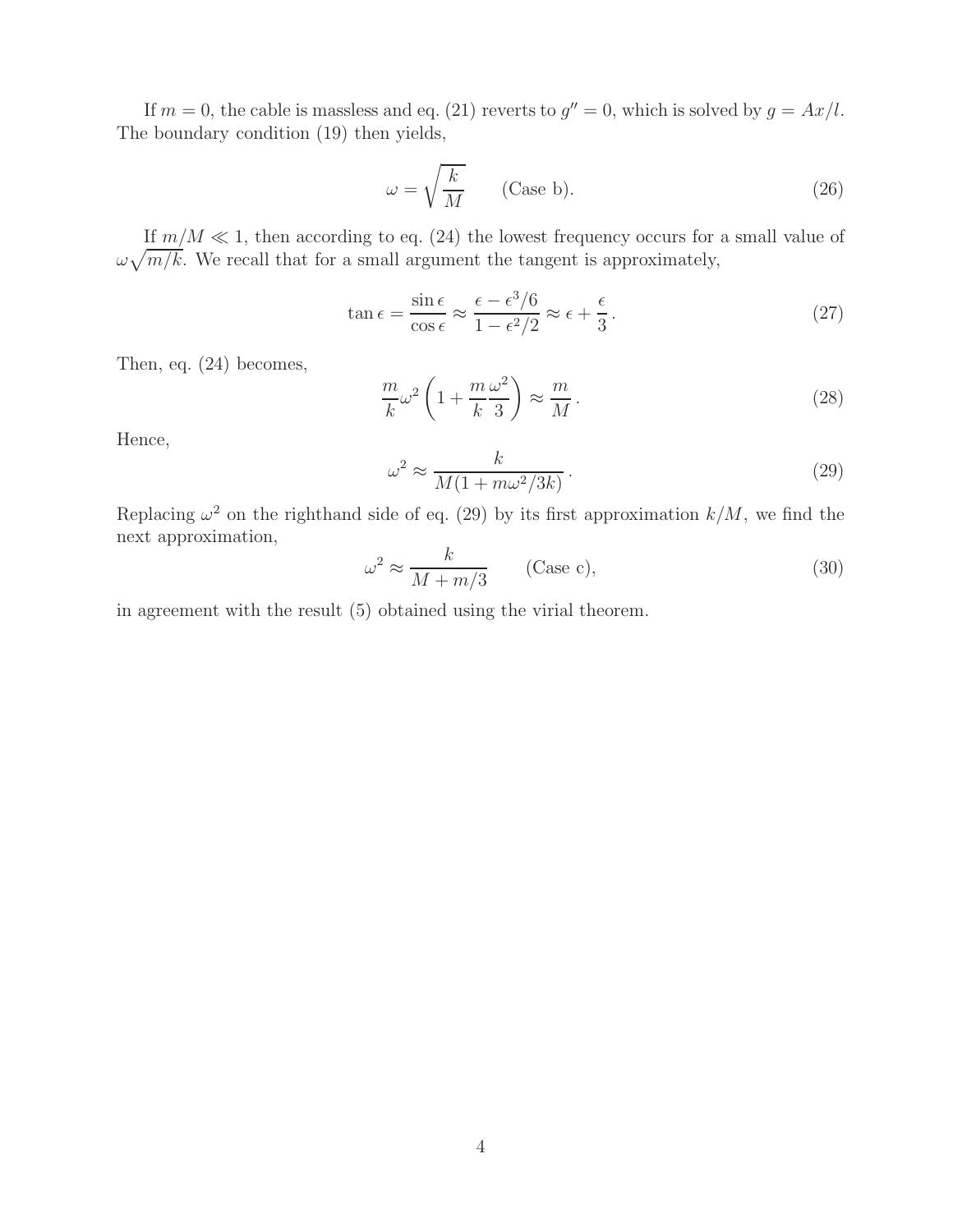If $m = 0$, the cable is massless and eq. (21) reverts to $g'' = 0$, which is solved by $g = Ax/l$. The boundary condition (19) then yields,

$$\omega = \sqrt{\frac{k}{M}} \qquad \text{(Case b).} \tag{26}$$

If $m/M \ll 1$, then according to eq. (24) the lowest frequency occurs for a small value of $\omega\sqrt{m/k}$. We recall that for a small argument the tangent is approximately,

$$\tan\epsilon = \frac{\sin\epsilon}{\cos\epsilon} \approx \frac{\epsilon - \epsilon^3/6}{1 - \epsilon^2/2} \approx \epsilon + \frac{\epsilon}{3}\,. \tag{27}$$

Then, eq. (24) becomes,

$$\frac{m}{k}\omega^2\left(1 + \frac{m}{k}\frac{\omega^2}{3}\right) \approx \frac{m}{M}\,. \tag{28}$$

Hence,

$$\omega^2 \approx \frac{k}{M(1 + m\omega^2/3k)}\,. \tag{29}$$

Replacing $\omega^2$ on the righthand side of eq. (29) by its first approximation $k/M$, we find the next approximation,

$$\omega^2 \approx \frac{k}{M + m/3} \qquad \text{(Case c),} \tag{30}$$

in agreement with the result (5) obtained using the virial theorem.